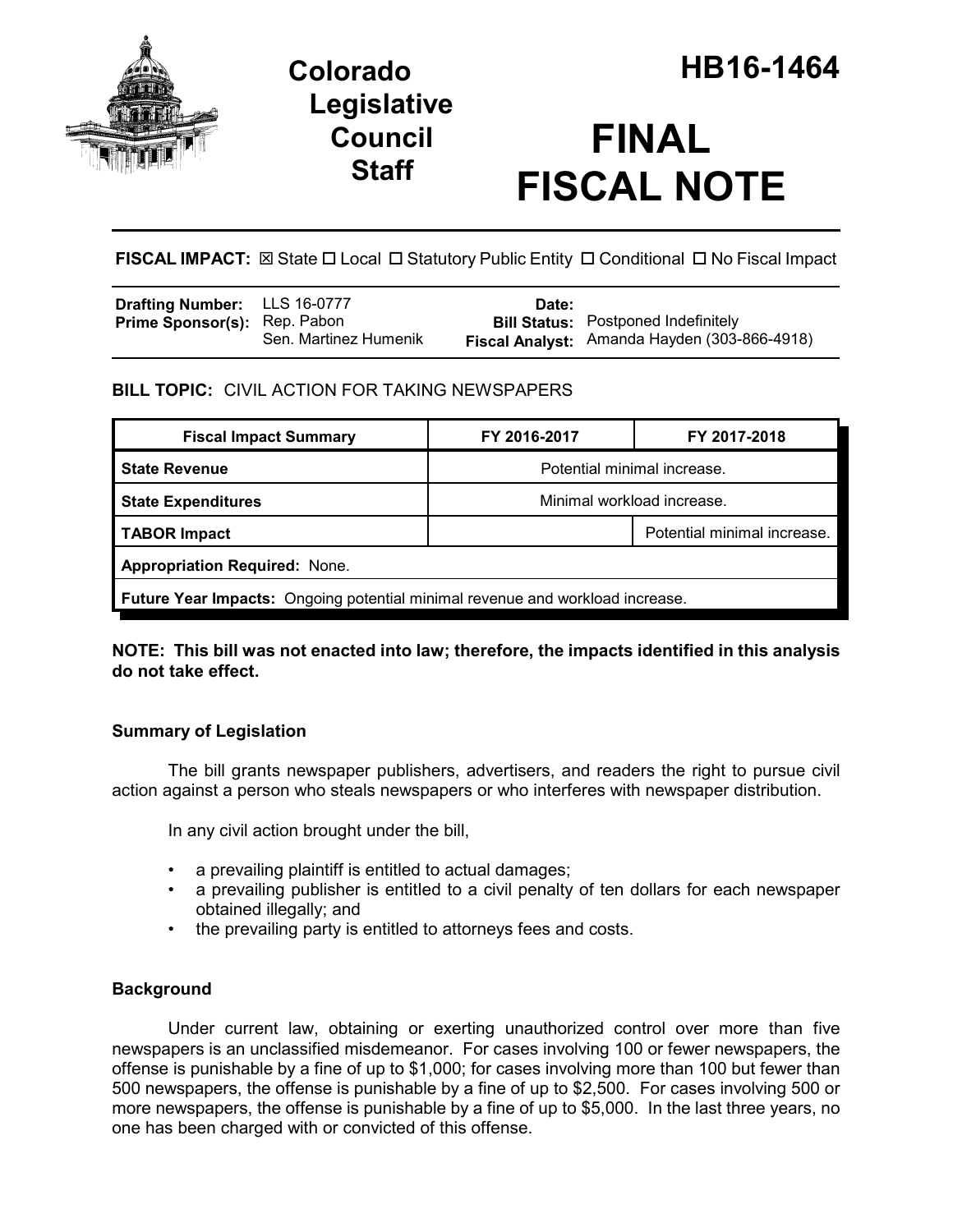# Colorado Legislative Council Staff

# HB16-1464

# FINAL FISCAL NOTE

**FISCAL IMPACT:** ☒ State ☐ Local ☐ Statutory Public Entity ☐ Conditional ☐ No Fiscal Impact

| | | | |
|---|---|---|---|
| **Drafting Number:** | LLS 16-0777 | **Date:** | |
| **Prime Sponsor(s):** | Rep. Pabon<br>Sen. Martinez Humenik | **Bill Status:** | Postponed Indefinitely |
| | | **Fiscal Analyst:** | Amanda Hayden (303-866-4918) |

**BILL TOPIC:** CIVIL ACTION FOR TAKING NEWSPAPERS

| Fiscal Impact Summary | FY 2016-2017 | FY 2017-2018 |
|---|---|---|
| **State Revenue** | Potential minimal increase. | |
| **State Expenditures** | Minimal workload increase. | |
| **TABOR Impact** | | Potential minimal increase. |
| **Appropriation Required:** None. | | |
| **Future Year Impacts:** Ongoing potential minimal revenue and workload increase. | | |

**NOTE: This bill was not enacted into law; therefore, the impacts identified in this analysis do not take effect.**

### Summary of Legislation

The bill grants newspaper publishers, advertisers, and readers the right to pursue civil action against a person who steals newspapers or who interferes with newspaper distribution.

In any civil action brought under the bill,

- a prevailing plaintiff is entitled to actual damages;
- a prevailing publisher is entitled to a civil penalty of ten dollars for each newspaper obtained illegally; and
- the prevailing party is entitled to attorneys fees and costs.

### Background

Under current law, obtaining or exerting unauthorized control over more than five newspapers is an unclassified misdemeanor. For cases involving 100 or fewer newspapers, the offense is punishable by a fine of up to $1,000; for cases involving more than 100 but fewer than 500 newspapers, the offense is punishable by a fine of up to $2,500. For cases involving 500 or more newspapers, the offense is punishable by a fine of up to $5,000. In the last three years, no one has been charged with or convicted of this offense.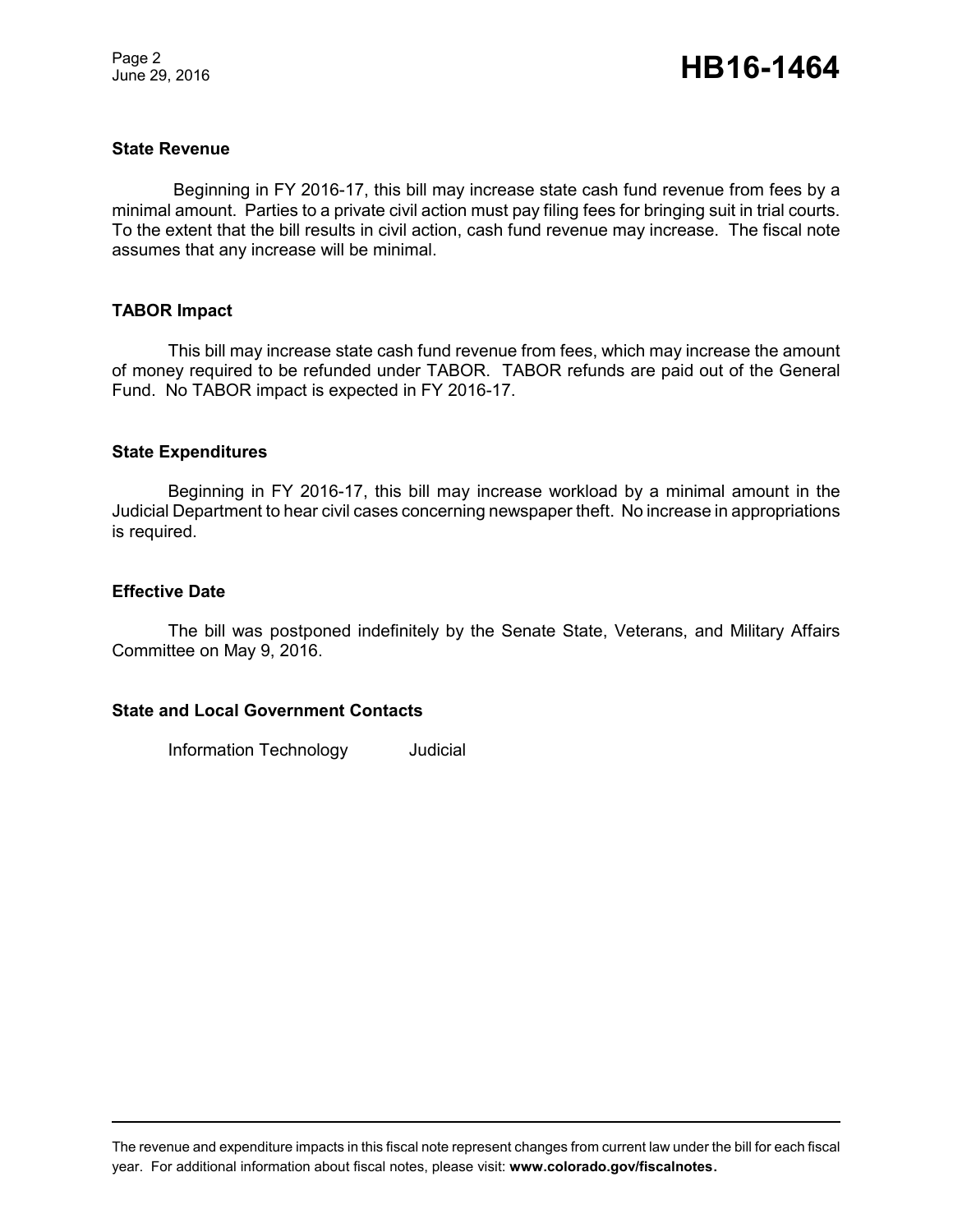### State Revenue

Beginning in FY 2016-17, this bill may increase state cash fund revenue from fees by a minimal amount. Parties to a private civil action must pay filing fees for bringing suit in trial courts. To the extent that the bill results in civil action, cash fund revenue may increase. The fiscal note assumes that any increase will be minimal.

### TABOR Impact

This bill may increase state cash fund revenue from fees, which may increase the amount of money required to be refunded under TABOR. TABOR refunds are paid out of the General Fund. No TABOR impact is expected in FY 2016-17.

### State Expenditures

Beginning in FY 2016-17, this bill may increase workload by a minimal amount in the Judicial Department to hear civil cases concerning newspaper theft. No increase in appropriations is required.

### Effective Date

The bill was postponed indefinitely by the Senate State, Veterans, and Military Affairs Committee on May 9, 2016.

### State and Local Government Contacts

Information Technology    Judicial

The revenue and expenditure impacts in this fiscal note represent changes from current law under the bill for each fiscal year. For additional information about fiscal notes, please visit: **www.colorado.gov/fiscalnotes.**